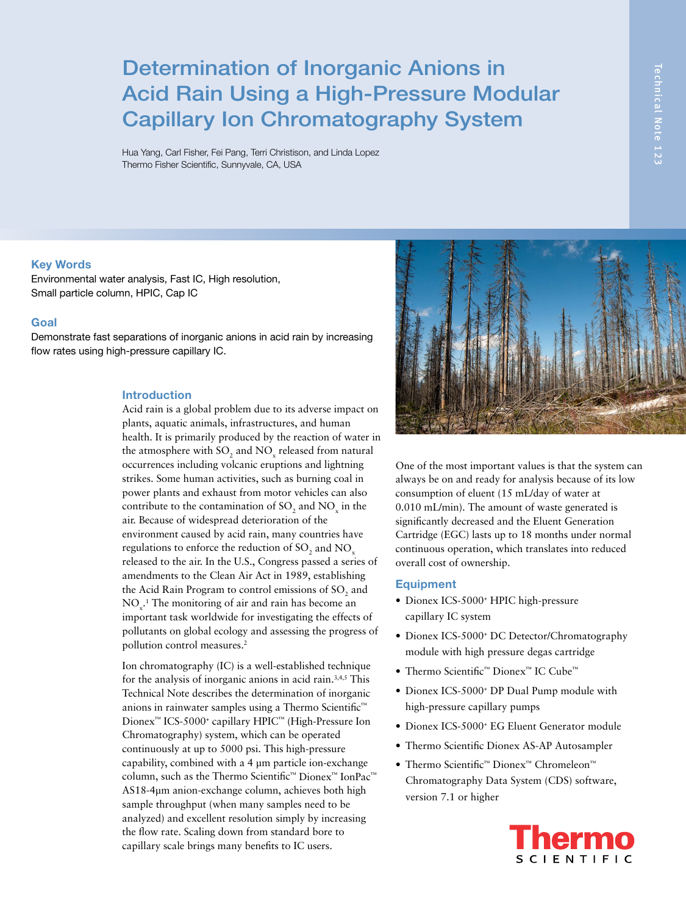# Determination of Inorganic Anions in Acid Rain Using a High-Pressure Modular Capillary Ion Chromatography System

Hua Yang, Carl Fisher, Fei Pang, Terri Christison, and Linda Lopez
Thermo Fisher Scientific, Sunnyvale, CA, USA

Technical Note 123

## Key Words

Environmental water analysis, Fast IC, High resolution, Small particle column, HPIC, Cap IC

## Goal

Demonstrate fast separations of inorganic anions in acid rain by increasing flow rates using high-pressure capillary IC.

## Introduction

Acid rain is a global problem due to its adverse impact on plants, aquatic animals, infrastructures, and human health. It is primarily produced by the reaction of water in the atmosphere with $SO_2$ and $NO_x$ released from natural occurrences including volcanic eruptions and lightning strikes. Some human activities, such as burning coal in power plants and exhaust from motor vehicles can also contribute to the contamination of $SO_2$ and $NO_x$ in the air. Because of widespread deterioration of the environment caused by acid rain, many countries have regulations to enforce the reduction of $SO_2$ and $NO_x$ released to the air. In the U.S., Congress passed a series of amendments to the Clean Air Act in 1989, establishing the Acid Rain Program to control emissions of $SO_2$ and $NO_x$.[1] The monitoring of air and rain has become an important task worldwide for investigating the effects of pollutants on global ecology and assessing the progress of pollution control measures.[2]

Ion chromatography (IC) is a well-established technique for the analysis of inorganic anions in acid rain.[3,4,5] This Technical Note describes the determination of inorganic anions in rainwater samples using a Thermo Scientific™ Dionex™ ICS-5000+ capillary HPIC™ (High-Pressure Ion Chromatography) system, which can be operated continuously at up to 5000 psi. This high-pressure capability, combined with a 4 µm particle ion-exchange column, such as the Thermo Scientific™ Dionex™ IonPac™ AS18-4µm anion-exchange column, achieves both high sample throughput (when many samples need to be analyzed) and excellent resolution simply by increasing the flow rate. Scaling down from standard bore to capillary scale brings many benefits to IC users.

One of the most important values is that the system can always be on and ready for analysis because of its low consumption of eluent (15 mL/day of water at 0.010 mL/min). The amount of waste generated is significantly decreased and the Eluent Generation Cartridge (EGC) lasts up to 18 months under normal continuous operation, which translates into reduced overall cost of ownership.

## Equipment

- Dionex ICS-5000+ HPIC high-pressure capillary IC system
- Dionex ICS-5000+ DC Detector/Chromatography module with high pressure degas cartridge
- Thermo Scientific™ Dionex™ IC Cube™
- Dionex ICS-5000+ DP Dual Pump module with high-pressure capillary pumps
- Dionex ICS-5000+ EG Eluent Generator module
- Thermo Scientific Dionex AS-AP Autosampler
- Thermo Scientific™ Dionex™ Chromeleon™ Chromatography Data System (CDS) software, version 7.1 or higher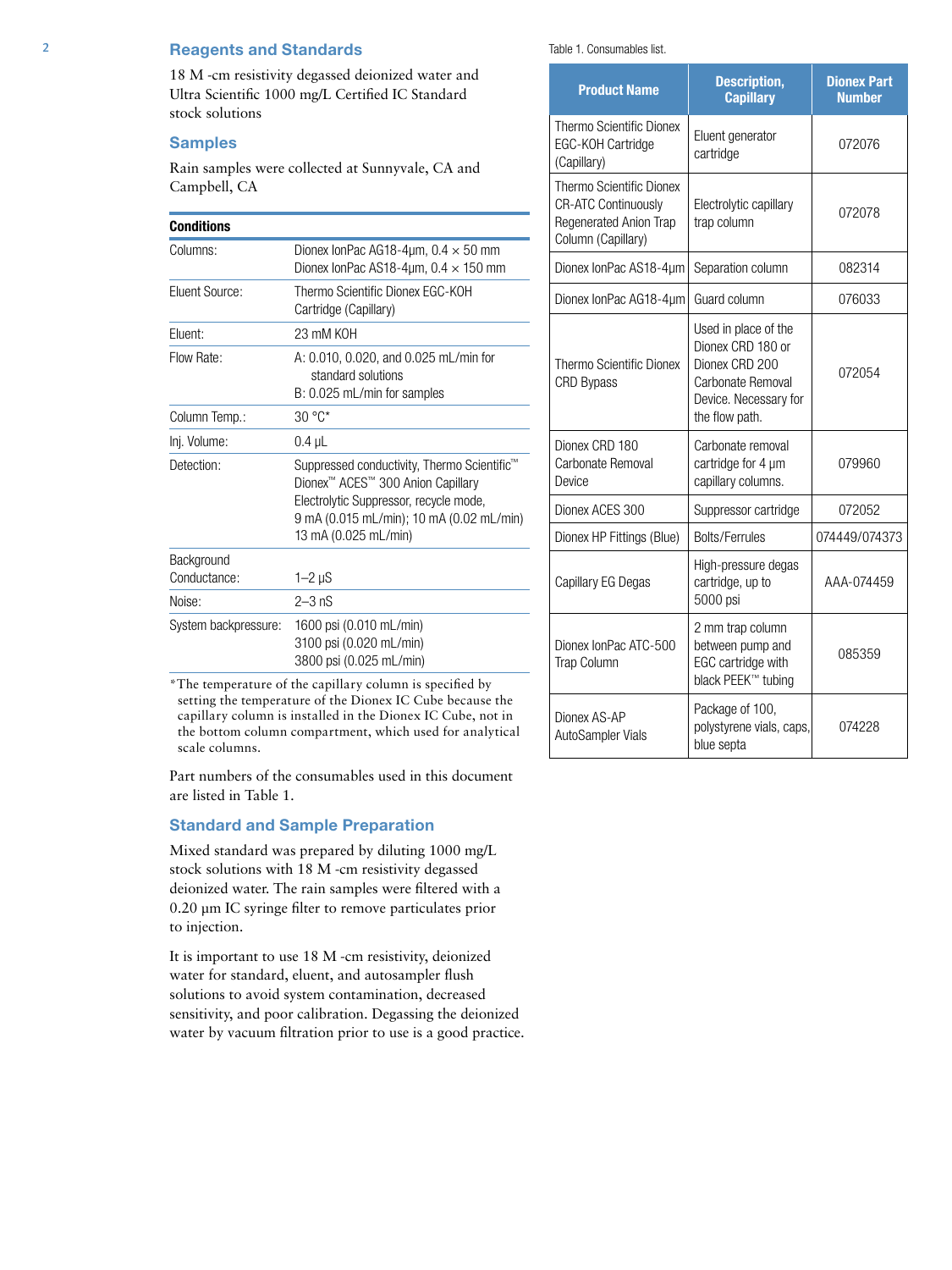## Reagents and Standards

18 M -cm resistivity degassed deionized water and Ultra Scientific 1000 mg/L Certified IC Standard stock solutions

## Samples

Rain samples were collected at Sunnyvale, CA and Campbell, CA

| Conditions | |
|---|---|
| Columns: | Dionex IonPac AG18-4µm, 0.4 × 50 mm<br>Dionex IonPac AS18-4µm, 0.4 × 150 mm |
| Eluent Source: | Thermo Scientific Dionex EGC-KOH Cartridge (Capillary) |
| Eluent: | 23 mM KOH |
| Flow Rate: | A: 0.010, 0.020, and 0.025 mL/min for standard solutions<br>B: 0.025 mL/min for samples |
| Column Temp.: | 30 °C* |
| Inj. Volume: | 0.4 µL |
| Detection: | Suppressed conductivity, Thermo Scientific™ Dionex™ ACES™ 300 Anion Capillary Electrolytic Suppressor, recycle mode, 9 mA (0.015 mL/min); 10 mA (0.02 mL/min) 13 mA (0.025 mL/min) |
| Background Conductance: | 1–2 µS |
| Noise: | 2–3 nS |
| System backpressure: | 1600 psi (0.010 mL/min)<br>3100 psi (0.020 mL/min)<br>3800 psi (0.025 mL/min) |

*The temperature of the capillary column is specified by setting the temperature of the Dionex IC Cube because the capillary column is installed in the Dionex IC Cube, not in the bottom column compartment, which used for analytical scale columns.

Part numbers of the consumables used in this document are listed in Table 1.

## Standard and Sample Preparation

Mixed standard was prepared by diluting 1000 mg/L stock solutions with 18 M -cm resistivity degassed deionized water. The rain samples were filtered with a 0.20 µm IC syringe filter to remove particulates prior to injection.

It is important to use 18 M -cm resistivity, deionized water for standard, eluent, and autosampler flush solutions to avoid system contamination, decreased sensitivity, and poor calibration. Degassing the deionized water by vacuum filtration prior to use is a good practice.

Table 1. Consumables list.

| Product Name | Description, Capillary | Dionex Part Number |
|---|---|---|
| Thermo Scientific Dionex EGC-KOH Cartridge (Capillary) | Eluent generator cartridge | 072076 |
| Thermo Scientific Dionex CR-ATC Continuously Regenerated Anion Trap Column (Capillary) | Electrolytic capillary trap column | 072078 |
| Dionex IonPac AS18-4µm | Separation column | 082314 |
| Dionex IonPac AG18-4µm | Guard column | 076033 |
| Thermo Scientific Dionex CRD Bypass | Used in place of the Dionex CRD 180 or Dionex CRD 200 Carbonate Removal Device. Necessary for the flow path. | 072054 |
| Dionex CRD 180 Carbonate Removal Device | Carbonate removal cartridge for 4 µm capillary columns. | 079960 |
| Dionex ACES 300 | Suppressor cartridge | 072052 |
| Dionex HP Fittings (Blue) | Bolts/Ferrules | 074449/074373 |
| Capillary EG Degas | High-pressure degas cartridge, up to 5000 psi | AAA-074459 |
| Dionex IonPac ATC-500 Trap Column | 2 mm trap column between pump and EGC cartridge with black PEEK™ tubing | 085359 |
| Dionex AS-AP AutoSampler Vials | Package of 100, polystyrene vials, caps, blue septa | 074228 |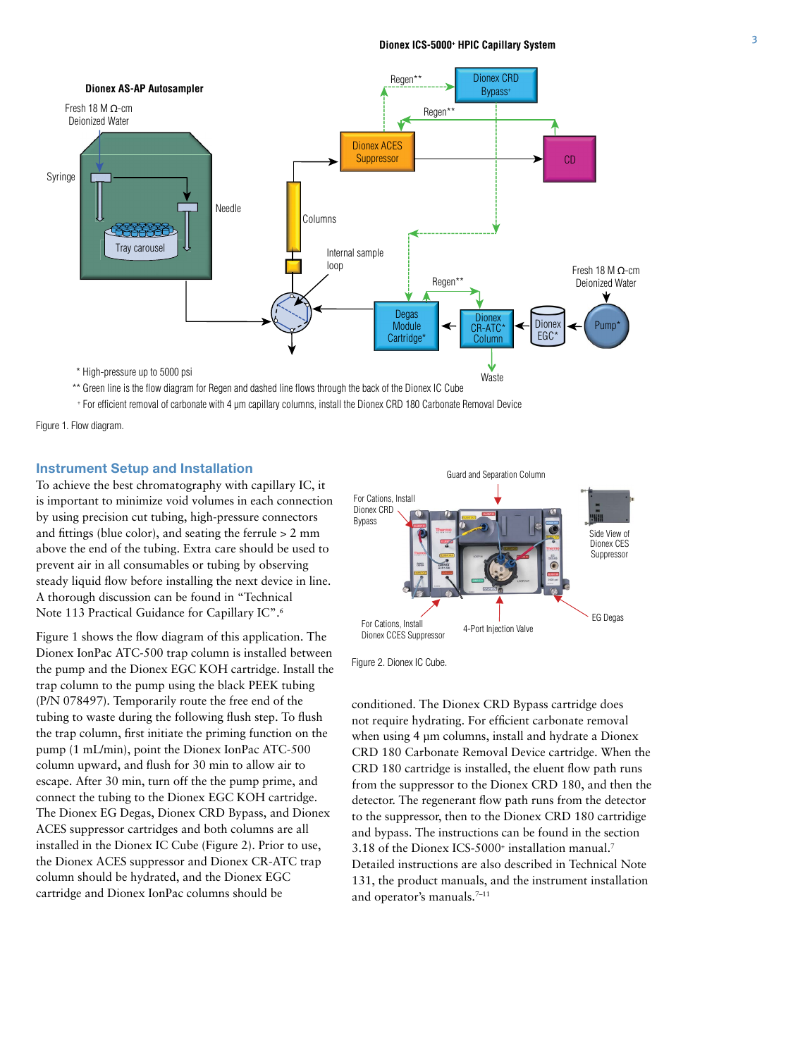Figure 1. Flow diagram.

## Instrument Setup and Installation

To achieve the best chromatography with capillary IC, it is important to minimize void volumes in each connection by using precision cut tubing, high-pressure connectors and fittings (blue color), and seating the ferrule > 2 mm above the end of the tubing. Extra care should be used to prevent air in all consumables or tubing by observing steady liquid flow before installing the next device in line. A thorough discussion can be found in "Technical Note 113 Practical Guidance for Capillary IC".[6]

Figure 1 shows the flow diagram of this application. The Dionex IonPac ATC-500 trap column is installed between the pump and the Dionex EGC KOH cartridge. Install the trap column to the pump using the black PEEK tubing (P/N 078497). Temporarily route the free end of the tubing to waste during the following flush step. To flush the trap column, first initiate the priming function on the pump (1 mL/min), point the Dionex IonPac ATC-500 column upward, and flush for 30 min to allow air to escape. After 30 min, turn off the the pump prime, and connect the tubing to the Dionex EGC KOH cartridge. The Dionex EG Degas, Dionex CRD Bypass, and Dionex ACES suppressor cartridges and both columns are all installed in the Dionex IC Cube (Figure 2). Prior to use, the Dionex ACES suppressor and Dionex CR-ATC trap column should be hydrated, and the Dionex EGC cartridge and Dionex IonPac columns should be conditioned. The Dionex CRD Bypass cartridge does not require hydrating. For efficient carbonate removal when using 4 µm columns, install and hydrate a Dionex CRD 180 Carbonate Removal Device cartridge. When the CRD 180 cartridge is installed, the eluent flow path runs from the suppressor to the Dionex CRD 180, and then the detector. The regenerant flow path runs from the detector to the suppressor, then to the Dionex CRD 180 cartridge and bypass. The instructions can be found in the section 3.18 of the Dionex ICS-5000+ installation manual.[7] Detailed instructions are also described in Technical Note 131, the product manuals, and the instrument installation and operator's manuals.[7–11]

Figure 2. Dionex IC Cube.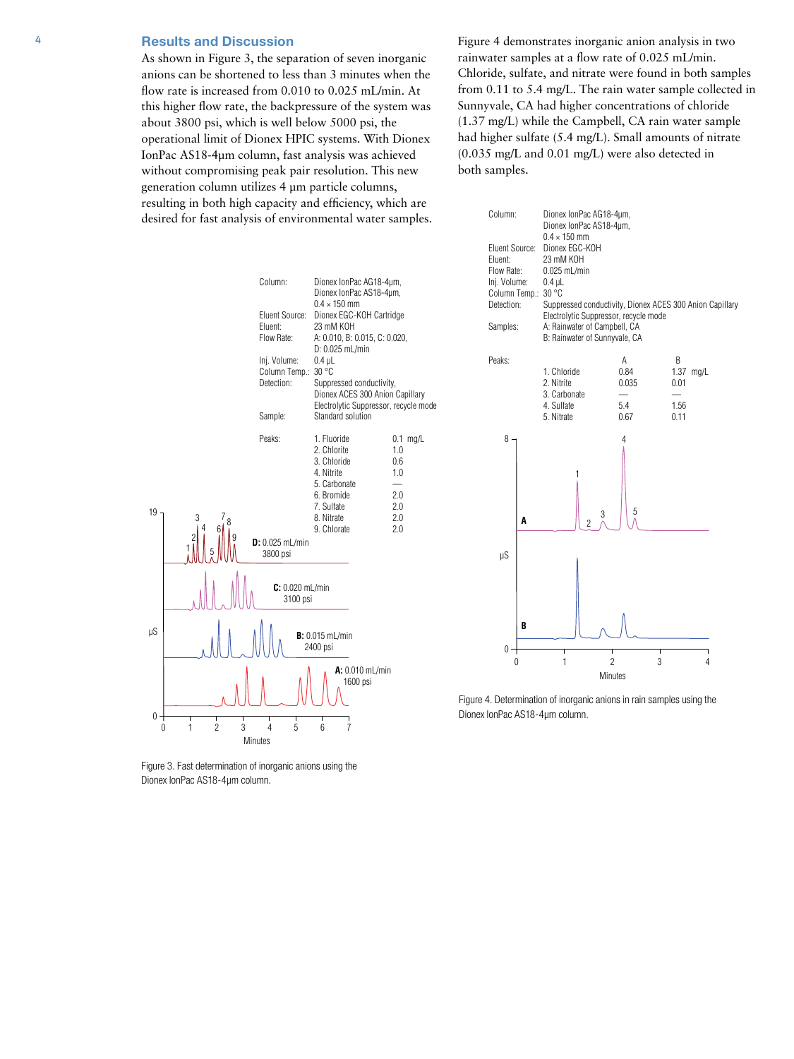## Results and Discussion

As shown in Figure 3, the separation of seven inorganic anions can be shortened to less than 3 minutes when the flow rate is increased from 0.010 to 0.025 mL/min. At this higher flow rate, the backpressure of the system was about 3800 psi, which is well below 5000 psi, the operational limit of Dionex HPIC systems. With Dionex IonPac AS18-4µm column, fast analysis was achieved without compromising peak pair resolution. This new generation column utilizes 4 µm particle columns, resulting in both high capacity and efficiency, which are desired for fast analysis of environmental water samples.

Column: Dionex IonPac AG18-4µm, Dionex IonPac AS18-4µm, 0.4 × 150 mm
Eluent Source: Dionex EGC-KOH Cartridge
Eluent: 23 mM KOH
Flow Rate: A: 0.010, B: 0.015, C: 0.020, D: 0.025 mL/min
Inj. Volume: 0.4 µL
Column Temp.: 30 °C
Detection: Suppressed conductivity, Dionex ACES 300 Anion Capillary Electrolytic Suppressor, recycle mode
Sample: Standard solution

| Peaks | | |
|---|---|---|
| 1. Fluoride | 0.1 | mg/L |
| 2. Chlorite | 1.0 | |
| 3. Chloride | 0.6 | |
| 4. Nitrite | 1.0 | |
| 5. Carbonate | — | |
| 6. Bromide | 2.0 | |
| 7. Sulfate | 2.0 | |
| 8. Nitrate | 2.0 | |
| 9. Chlorate | 2.0 | |

D: 0.025 mL/min 3800 psi
C: 0.020 mL/min 3100 psi
B: 0.015 mL/min 2400 psi
A: 0.010 mL/min 1600 psi

Figure 3. Fast determination of inorganic anions using the Dionex IonPac AS18-4µm column.

Figure 4 demonstrates inorganic anion analysis in two rainwater samples at a flow rate of 0.025 mL/min. Chloride, sulfate, and nitrate were found in both samples from 0.11 to 5.4 mg/L. The rain water sample collected in Sunnyvale, CA had higher concentrations of chloride (1.37 mg/L) while the Campbell, CA rain water sample had higher sulfate (5.4 mg/L). Small amounts of nitrate (0.035 mg/L and 0.01 mg/L) were also detected in both samples.

Column: Dionex IonPac AG18-4µm, Dionex IonPac AS18-4µm, 0.4 × 150 mm
Eluent Source: Dionex EGC-KOH
Eluent: 23 mM KOH
Flow Rate: 0.025 mL/min
Inj. Volume: 0.4 µL
Column Temp.: 30 °C
Detection: Suppressed conductivity, Dionex ACES 300 Anion Capillary Electrolytic Suppressor, recycle mode
Samples: A: Rainwater of Campbell, CA
B: Rainwater of Sunnyvale, CA

| Peaks | A | B | |
|---|---|---|---|
| 1. Chloride | 0.84 | 1.37 | mg/L |
| 2. Nitrite | 0.035 | 0.01 | |
| 3. Carbonate | — | — | |
| 4. Sulfate | 5.4 | 1.56 | |
| 5. Nitrate | 0.67 | 0.11 | |

Figure 4. Determination of inorganic anions in rain samples using the Dionex IonPac AS18-4µm column.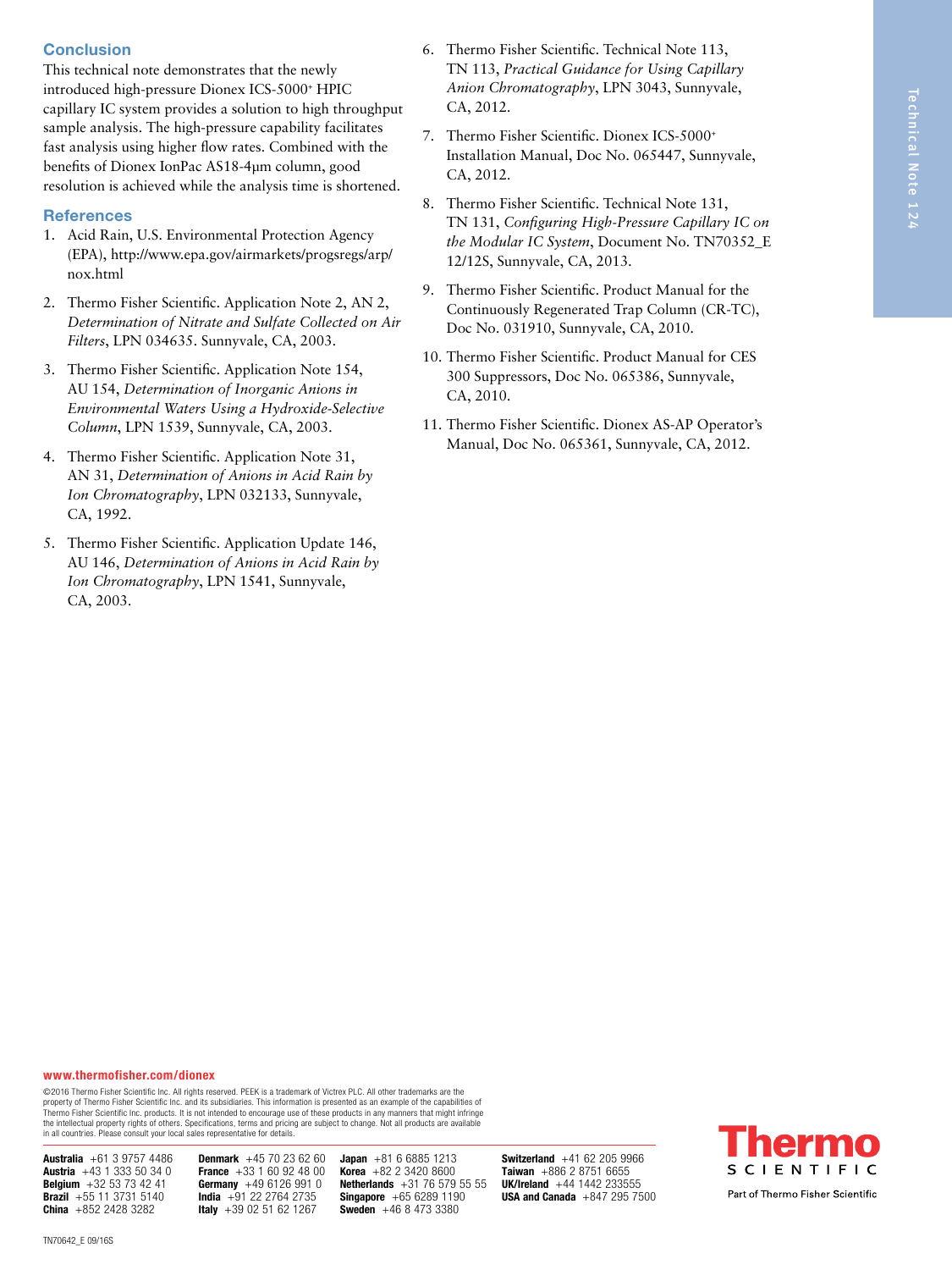## Conclusion

This technical note demonstrates that the newly introduced high-pressure Dionex ICS-5000⁺ HPIC capillary IC system provides a solution to high throughput sample analysis. The high-pressure capability facilitates fast analysis using higher flow rates. Combined with the benefits of Dionex IonPac AS18-4µm column, good resolution is achieved while the analysis time is shortened.

## References

1. Acid Rain, U.S. Environmental Protection Agency (EPA), http://www.epa.gov/airmarkets/progsregs/arp/nox.html
2. Thermo Fisher Scientific. Application Note 2, AN 2, *Determination of Nitrate and Sulfate Collected on Air Filters*, LPN 034635. Sunnyvale, CA, 2003.
3. Thermo Fisher Scientific. Application Note 154, AU 154, *Determination of Inorganic Anions in Environmental Waters Using a Hydroxide-Selective Column*, LPN 1539, Sunnyvale, CA, 2003.
4. Thermo Fisher Scientific. Application Note 31, AN 31, *Determination of Anions in Acid Rain by Ion Chromatography*, LPN 032133, Sunnyvale, CA, 1992.
5. Thermo Fisher Scientific. Application Update 146, AU 146, *Determination of Anions in Acid Rain by Ion Chromatography*, LPN 1541, Sunnyvale, CA, 2003.
6. Thermo Fisher Scientific. Technical Note 113, TN 113, *Practical Guidance for Using Capillary Anion Chromatography*, LPN 3043, Sunnyvale, CA, 2012.
7. Thermo Fisher Scientific. Dionex ICS-5000⁺ Installation Manual, Doc No. 065447, Sunnyvale, CA, 2012.
8. Thermo Fisher Scientific. Technical Note 131, TN 131, *Configuring High-Pressure Capillary IC on the Modular IC System*, Document No. TN70352_E 12/12S, Sunnyvale, CA, 2013.
9. Thermo Fisher Scientific. Product Manual for the Continuously Regenerated Trap Column (CR-TC), Doc No. 031910, Sunnyvale, CA, 2010.
10. Thermo Fisher Scientific. Product Manual for CES 300 Suppressors, Doc No. 065386, Sunnyvale, CA, 2010.
11. Thermo Fisher Scientific. Dionex AS-AP Operator's Manual, Doc No. 065361, Sunnyvale, CA, 2012.

**www.thermofisher.com/dionex**

©2016 Thermo Fisher Scientific Inc. All rights reserved. PEEK is a trademark of Victrex PLC. All other trademarks are the property of Thermo Fisher Scientific Inc. and its subsidiaries. This information is presented as an example of the capabilities of Thermo Fisher Scientific Inc. products. It is not intended to encourage use of these products in any manners that might infringe the intellectual property rights of others. Specifications, terms and pricing are subject to change. Not all products are available in all countries. Please consult your local sales representative for details.

**Australia** +61 3 9757 4486
**Austria** +43 1 333 50 34 0
**Belgium** +32 53 73 42 41
**Brazil** +55 11 3731 5140
**China** +852 2428 3282
**Denmark** +45 70 23 62 60
**France** +33 1 60 92 48 00
**Germany** +49 6126 991 0
**India** +91 22 2764 2735
**Italy** +39 02 51 62 1267
**Japan** +81 6 6885 1213
**Korea** +82 2 3420 8600
**Netherlands** +31 76 579 55 55
**Singapore** +65 6289 1190
**Sweden** +46 8 473 3380
**Switzerland** +41 62 205 9966
**Taiwan** +886 2 8751 6655
**UK/Ireland** +44 1442 233555
**USA and Canada** +847 295 7500

Thermo SCIENTIFIC
Part of Thermo Fisher Scientific

TN70642_E 09/16S